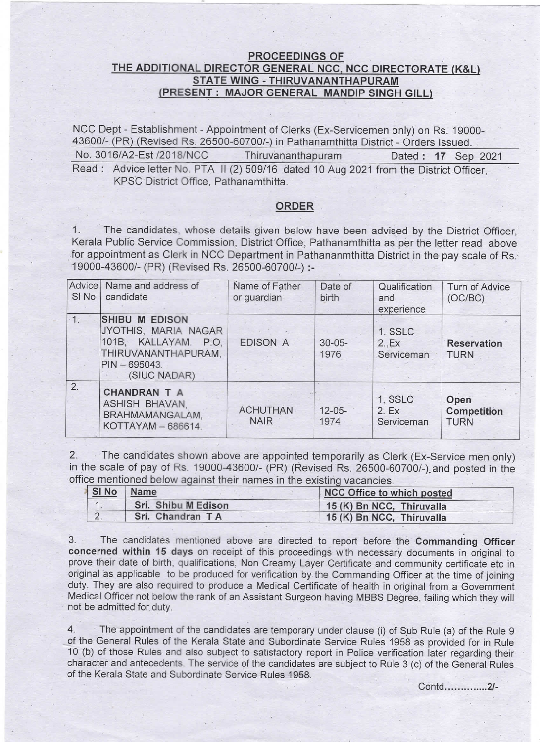**PROCEEDINGS OF**
**THE ADDITIONAL DIRECTOR GENERAL NCC, NCC DIRECTORATE (K&L)**
**STATE WING - THIRUVANANTHAPURAM**
**(PRESENT : MAJOR GENERAL MANDIP SINGH GILL)**

NCC Dept - Establishment - Appointment of Clerks (Ex-Servicemen only) on Rs. 19000-43600/- (PR) (Revised Rs. 26500-60700/-) in Pathanamthitta District - Orders Issued.

No. 3016/A2-Est /2018/NCC  Thiruvananthapuram  Dated : **17** Sep 2021

Read : Advice letter No. PTA II (2) 509/16 dated 10 Aug 2021 from the District Officer, KPSC District Office, Pathanamthitta.

## ORDER

1. The candidates, whose details given below have been advised by the District Officer, Kerala Public Service Commission, District Office, Pathanamthitta as per the letter read above for appointment as Clerk in NCC Department in Pathananmthitta District in the pay scale of Rs. 19000-43600/- (PR) (Revised Rs. 26500-60700/-) :-

| Advice Sl No | Name and address of candidate | Name of Father or guardian | Date of birth | Qualification and experience | Turn of Advice (OC/BC) |
|---|---|---|---|---|---|
| 1. | **SHIBU M EDISON** JYOTHIS, MARIA NAGAR 101B, KALLAYAM. P.O, THIRUVANANTHAPURAM, PIN – 695043. (SIUC NADAR) | EDISON A | 30-05-1976 | 1. SSLC 2. Ex Serviceman | **Reservation TURN** |
| 2. | **CHANDRAN T A** ASHISH BHAVAN, BRAHMAMANGALAM, KOTTAYAM – 686614. | ACHUTHAN NAIR | 12-05-1974 | 1. SSLC 2. Ex Serviceman | **Open Competition TURN** |

2. The candidates shown above are appointed temporarily as Clerk (Ex-Service men only) in the scale of pay of Rs. 19000-43600/- (PR) (Revised Rs. 26500-60700/-) and posted in the office mentioned below against their names in the existing vacancies.

| Sl No | Name | NCC Office to which posted |
|---|---|---|
| 1. | **Sri. Shibu M Edison** | **15 (K) Bn NCC, Thiruvalla** |
| 2. | **Sri. Chandran T A** | **15 (K) Bn NCC, Thiruvalla** |

3. The candidates mentioned above are directed to report before the **Commanding Officer concerned within 15 days** on receipt of this proceedings with necessary documents in original to prove their date of birth, qualifications, Non Creamy Layer Certificate and community certificate etc in original as applicable to be produced for verification by the Commanding Officer at the time of joining duty. They are also required to produce a Medical Certificate of health in original from a Government Medical Officer not below the rank of an Assistant Surgeon having MBBS Degree, failing which they will not be admitted for duty.

4. The appointment of the candidates are temporary under clause (i) of Sub Rule (a) of the Rule 9 of the General Rules of the Kerala State and Subordinate Service Rules 1958 as provided for in Rule 10 (b) of those Rules and also subject to satisfactory report in Police verification later regarding their character and antecedents. The service of the candidates are subject to Rule 3 (c) of the General Rules of the Kerala State and Subordinate Service Rules 1958.

Contd.............2/-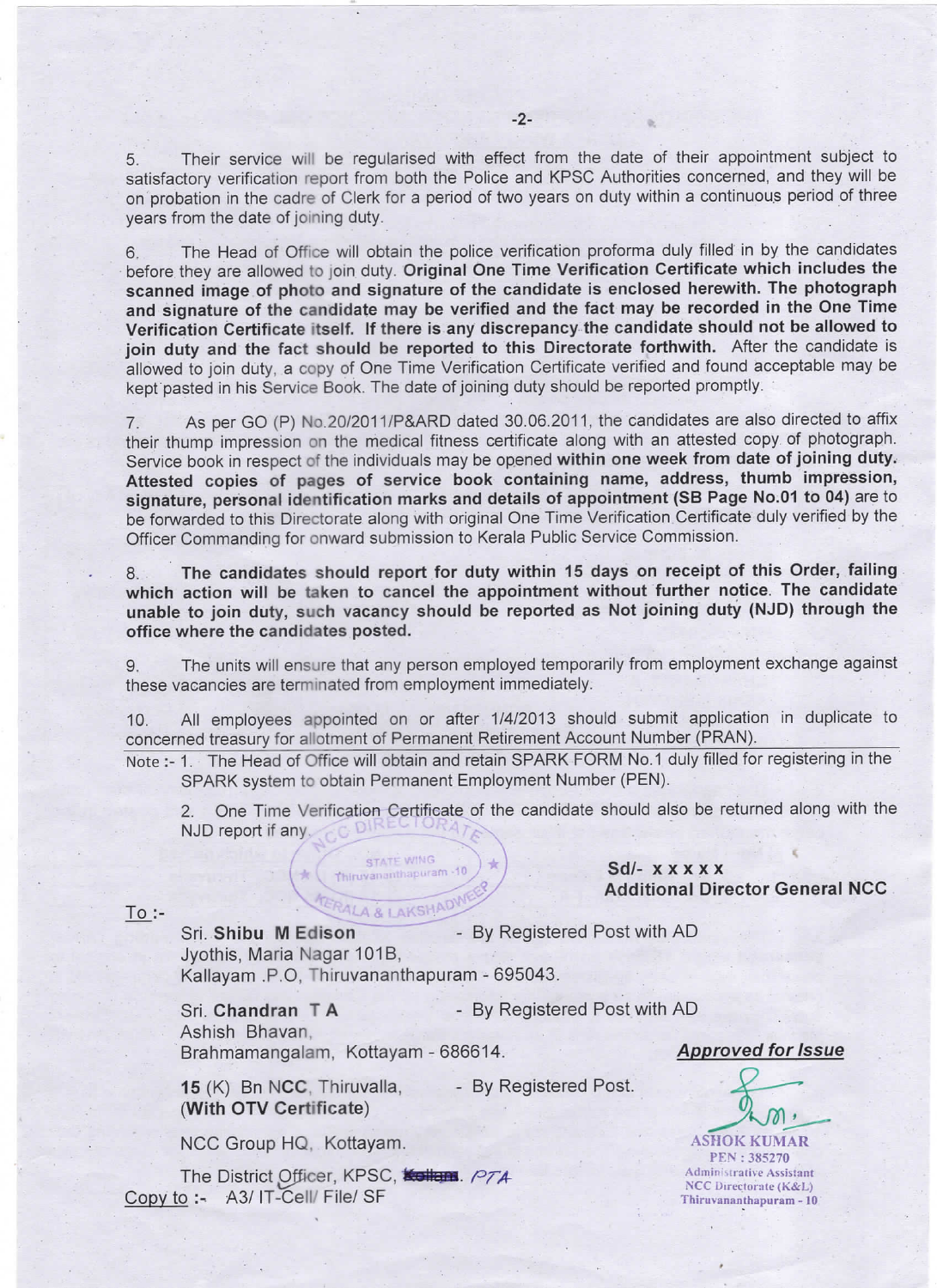5. Their service will be regularised with effect from the date of their appointment subject to satisfactory verification report from both the Police and KPSC Authorities concerned, and they will be on probation in the cadre of Clerk for a period of two years on duty within a continuous period of three years from the date of joining duty.

6. The Head of Office will obtain the police verification proforma duly filled in by the candidates before they are allowed to join duty. **Original One Time Verification Certificate which includes the scanned image of photo and signature of the candidate is enclosed herewith. The photograph and signature of the candidate may be verified and the fact may be recorded in the One Time Verification Certificate itself. If there is any discrepancy the candidate should not be allowed to join duty and the fact should be reported to this Directorate forthwith.** After the candidate is allowed to join duty, a copy of One Time Verification Certificate verified and found acceptable may be kept pasted in his Service Book. The date of joining duty should be reported promptly.

7. As per GO (P) No.20/2011/P&ARD dated 30.06.2011, the candidates are also directed to affix their thump impression on the medical fitness certificate along with an attested copy of photograph. Service book in respect of the individuals may be opened **within one week from date of joining duty. Attested copies of pages of service book containing name, address, thumb impression, signature, personal identification marks and details of appointment (SB Page No.01 to 04)** are to be forwarded to this Directorate along with original One Time Verification Certificate duly verified by the Officer Commanding for onward submission to Kerala Public Service Commission.

8. **The candidates should report for duty within 15 days on receipt of this Order, failing which action will be taken to cancel the appointment without further notice. The candidate unable to join duty, such vacancy should be reported as Not joining duty (NJD) through the office where the candidates posted.**

9. The units will ensure that any person employed temporarily from employment exchange against these vacancies are terminated from employment immediately.

10. All employees appointed on or after 1/4/2013 should submit application in duplicate to concerned treasury for allotment of Permanent Retirement Account Number (PRAN).

Note :- 1. The Head of Office will obtain and retain SPARK FORM No.1 duly filled for registering in the SPARK system to obtain Permanent Employment Number (PEN).

2. One Time Verification Certificate of the candidate should also be returned along with the NJD report if any.

NCC DIRECTORATE STATE WING Thiruvananthapuram -10 KERALA & LAKSHADWEEP

**Sd/- x x x x x**
**Additional Director General NCC**

To :-

Sri. **Shibu M Edison** - By Registered Post with AD
Jyothis, Maria Nagar 101B,
Kallayam .P.O, Thiruvananthapuram - 695043.

Sri. **Chandran T A** - By Registered Post with AD
Ashish Bhavan,
Brahmamangalam, Kottayam - 686614.

**15** (K) Bn **NCC**, Thiruvalla, - By Registered Post.
(**With OTV Certificate**)

NCC Group HQ, Kottayam.

The District Officer, KPSC, ~~Kollam~~. PTA

Copy to :- A3/ IT-Cell/ File/ SF

***Approved for Issue***

ASHOK KUMAR
PEN : 385270
Administrative Assistant
NCC Directorate (K&L)
Thiruvananthapuram - 10